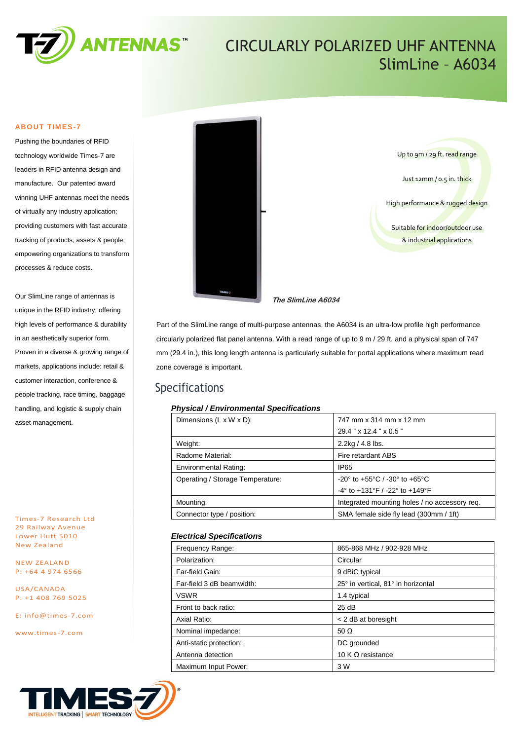# CIRCULARLY POLARIZED UHF ANTENNA
# SlimLine – A6034

### ABOUT TIMES-7

Pushing the boundaries of RFID technology worldwide Times-7 are leaders in RFID antenna design and manufacture. Our patented award winning UHF antennas meet the needs of virtually any industry application; providing customers with fast accurate tracking of products, assets & people; empowering organizations to transform processes & reduce costs.

Our SlimLine range of antennas is unique in the RFID industry; offering high levels of performance & durability in an aesthetically superior form. Proven in a diverse & growing range of markets, applications include: retail & customer interaction, conference & people tracking, race timing, baggage handling, and logistic & supply chain asset management.

Times-7 Research Ltd
29 Railway Avenue
Lower Hutt 5010
New Zealand

NEW ZEALAND
P: +64 4 974 6566

USA/CANADA
P: +1 408 769 5025

E: info@times-7.com

www.times-7.com

Up to 9m / 29 ft. read range

Just 12mm / 0.5 in. thick

High performance & rugged design

Suitable for indoor/outdoor use & industrial applications

***The SlimLine A6034***

Part of the SlimLine range of multi-purpose antennas, the A6034 is an ultra-low profile high performance circularly polarized flat panel antenna. With a read range of up to 9 m / 29 ft. and a physical span of 747 mm (29.4 in.), this long length antenna is particularly suitable for portal applications where maximum read zone coverage is important.

## Specifications

***Physical / Environmental Specifications***

| | |
|---|---|
| Dimensions (L x W x D): | 747 mm x 314 mm x 12 mm<br>29.4 " x 12.4 " x 0.5 " |
| Weight: | 2.2kg / 4.8 lbs. |
| Radome Material: | Fire retardant ABS |
| Environmental Rating: | IP65 |
| Operating / Storage Temperature: | -20° to +55°C / -30° to +65°C<br>-4° to +131°F / -22° to +149°F |
| Mounting: | Integrated mounting holes / no accessory req. |
| Connector type / position: | SMA female side fly lead (300mm / 1ft) |

***Electrical Specifications***

| | |
|---|---|
| Frequency Range: | 865-868 MHz / 902-928 MHz |
| Polarization: | Circular |
| Far-field Gain: | 9 dBiC typical |
| Far-field 3 dB beamwidth: | 25° in vertical, 81° in horizontal |
| VSWR | 1.4 typical |
| Front to back ratio: | 25 dB |
| Axial Ratio: | < 2 dB at boresight |
| Nominal impedance: | 50 Ω |
| Anti-static protection: | DC grounded |
| Antenna detection | 10 K Ω resistance |
| Maximum Input Power: | 3 W |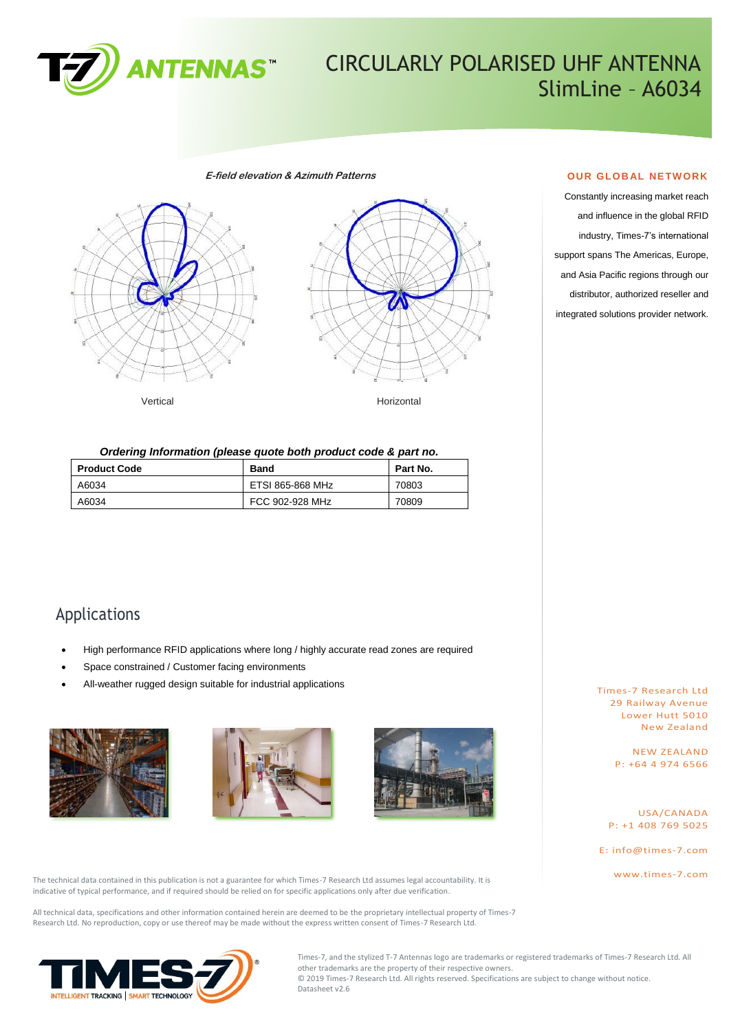# CIRCULARLY POLARISED UHF ANTENNA
## SlimLine – A6034

*E-field elevation & Azimuth Patterns*

Vertical

Horizontal

***Ordering Information (please quote both product code & part no.***

| Product Code | Band | Part No. |
|---|---|---|
| A6034 | ETSI 865-868 MHz | 70803 |
| A6034 | FCC 902-928 MHz | 70809 |

## Applications

- High performance RFID applications where long / highly accurate read zones are required
- Space constrained / Customer facing environments
- All-weather rugged design suitable for industrial applications

**OUR GLOBAL NETWORK**

Constantly increasing market reach and influence in the global RFID industry, Times-7's international support spans The Americas, Europe, and Asia Pacific regions through our distributor, authorized reseller and integrated solutions provider network.

Times-7 Research Ltd
29 Railway Avenue
Lower Hutt 5010
New Zealand

NEW ZEALAND
P: +64 4 974 6566

USA/CANADA
P: +1 408 769 5025

E: info@times-7.com

www.times-7.com

The technical data contained in this publication is not a guarantee for which Times-7 Research Ltd assumes legal accountability. It is indicative of typical performance, and if required should be relied on for specific applications only after due verification.

All technical data, specifications and other information contained herein are deemed to be the proprietary intellectual property of Times-7 Research Ltd. No reproduction, copy or use thereof may be made without the express written consent of Times-7 Research Ltd.

Times-7, and the stylized T-7 Antennas logo are trademarks or registered trademarks of Times-7 Research Ltd. All other trademarks are the property of their respective owners.
© 2019 Times-7 Research Ltd. All rights reserved. Specifications are subject to change without notice.
Datasheet v2.6